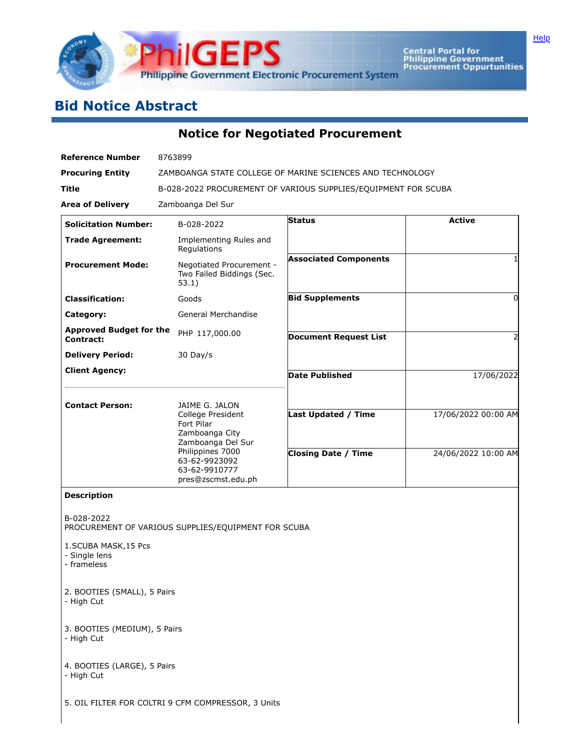# Bid Notice Abstract

## Notice for Negotiated Procurement

| | |
|---|---|
| **Reference Number** | 8763899 |
| **Procuring Entity** | ZAMBOANGA STATE COLLEGE OF MARINE SCIENCES AND TECHNOLOGY |
| **Title** | B-028-2022 PROCUREMENT OF VARIOUS SUPPLIES/EQUIPMENT FOR SCUBA |
| **Area of Delivery** | Zamboanga Del Sur |

| | | | |
|---|---|---|---|
| **Solicitation Number:** | B-028-2022 | **Status** | **Active** |
| **Trade Agreement:** | Implementing Rules and Regulations | | |
| **Procurement Mode:** | Negotiated Procurement - Two Failed Biddings (Sec. 53.1) | **Associated Components** | 1 |
| **Classification:** | Goods | **Bid Supplements** | 0 |
| **Category:** | General Merchandise | | |
| **Approved Budget for the Contract:** | PHP 117,000.00 | **Document Request List** | 2 |
| **Delivery Period:** | 30 Day/s | | |
| **Client Agency:** | | **Date Published** | 17/06/2022 |
| **Contact Person:** | JAIME G. JALON<br>College President<br>Fort Pilar<br>Zamboanga City<br>Zamboanga Del Sur<br>Philippines 7000<br>63-62-9923092<br>63-62-9910777<br>pres@zscmst.edu.ph | **Last Updated / Time** | 17/06/2022 00:00 AM |
| | | **Closing Date / Time** | 24/06/2022 10:00 AM |

**Description**

B-028-2022
PROCUREMENT OF VARIOUS SUPPLIES/EQUIPMENT FOR SCUBA

1.SCUBA MASK,15 Pcs
- Single lens
- frameless

2. BOOTIES (SMALL), 5 Pairs
- High Cut

3. BOOTIES (MEDIUM), 5 Pairs
- High Cut

4. BOOTIES (LARGE), 5 Pairs
- High Cut

5. OIL FILTER FOR COLTRI 9 CFM COMPRESSOR, 3 Units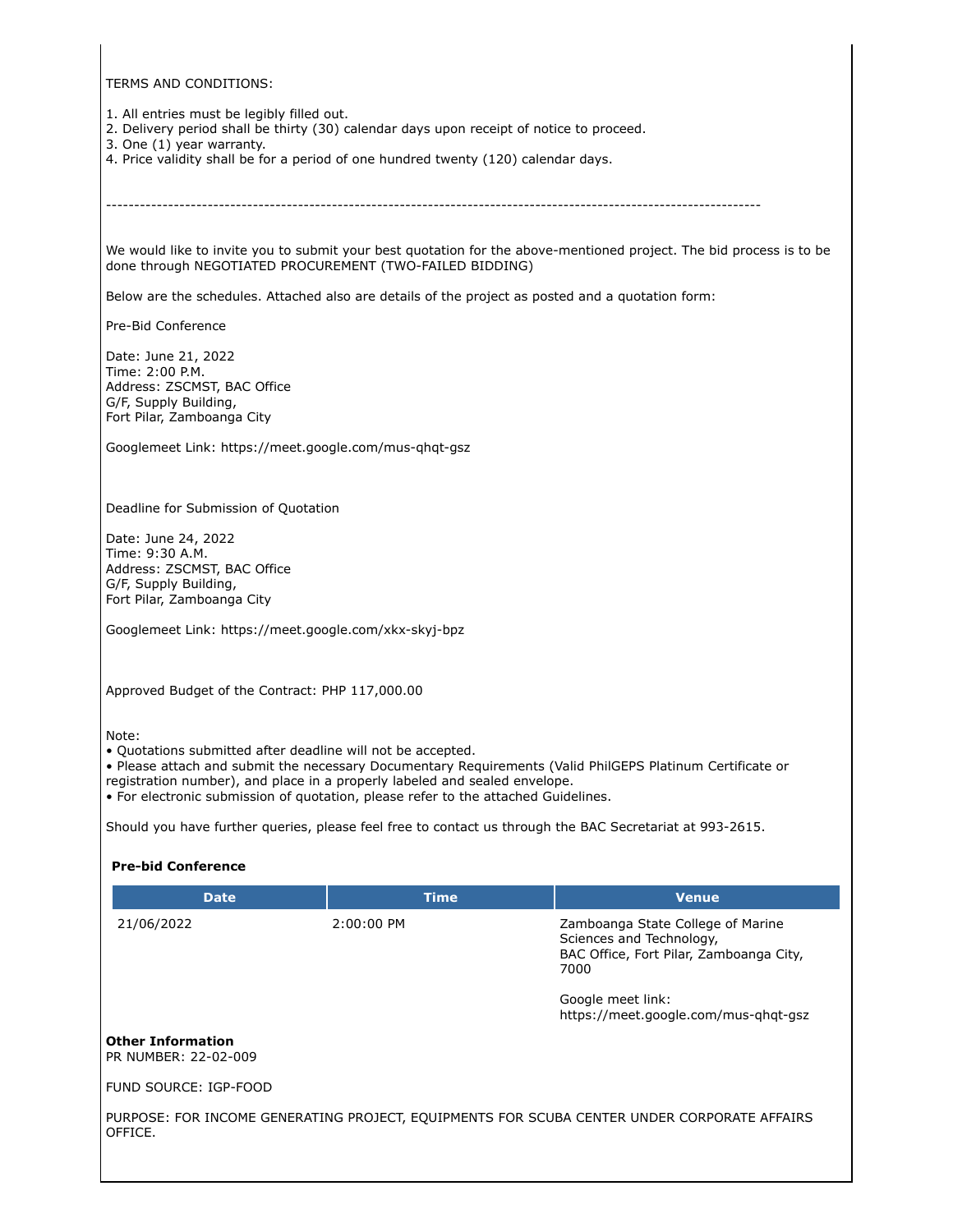TERMS AND CONDITIONS:

1. All entries must be legibly filled out.
2. Delivery period shall be thirty (30) calendar days upon receipt of notice to proceed.
3. One (1) year warranty.
4. Price validity shall be for a period of one hundred twenty (120) calendar days.

---

We would like to invite you to submit your best quotation for the above-mentioned project. The bid process is to be done through NEGOTIATED PROCUREMENT (TWO-FAILED BIDDING)

Below are the schedules. Attached also are details of the project as posted and a quotation form:

Pre-Bid Conference

Date: June 21, 2022
Time: 2:00 P.M.
Address: ZSCMST, BAC Office
G/F, Supply Building,
Fort Pilar, Zamboanga City

Googlemeet Link: https://meet.google.com/mus-qhqt-gsz

Deadline for Submission of Quotation

Date: June 24, 2022
Time: 9:30 A.M.
Address: ZSCMST, BAC Office
G/F, Supply Building,
Fort Pilar, Zamboanga City

Googlemeet Link: https://meet.google.com/xkx-skyj-bpz

Approved Budget of the Contract: PHP 117,000.00

Note:
• Quotations submitted after deadline will not be accepted.
• Please attach and submit the necessary Documentary Requirements (Valid PhilGEPS Platinum Certificate or registration number), and place in a properly labeled and sealed envelope.
• For electronic submission of quotation, please refer to the attached Guidelines.

Should you have further queries, please feel free to contact us through the BAC Secretariat at 993-2615.

**Pre-bid Conference**

| Date | Time | Venue |
|---|---|---|
| 21/06/2022 | 2:00:00 PM | Zamboanga State College of Marine Sciences and Technology, BAC Office, Fort Pilar, Zamboanga City, 7000<br><br>Google meet link: https://meet.google.com/mus-qhqt-gsz |

**Other Information**
PR NUMBER: 22-02-009

FUND SOURCE: IGP-FOOD

PURPOSE: FOR INCOME GENERATING PROJECT, EQUIPMENTS FOR SCUBA CENTER UNDER CORPORATE AFFAIRS OFFICE.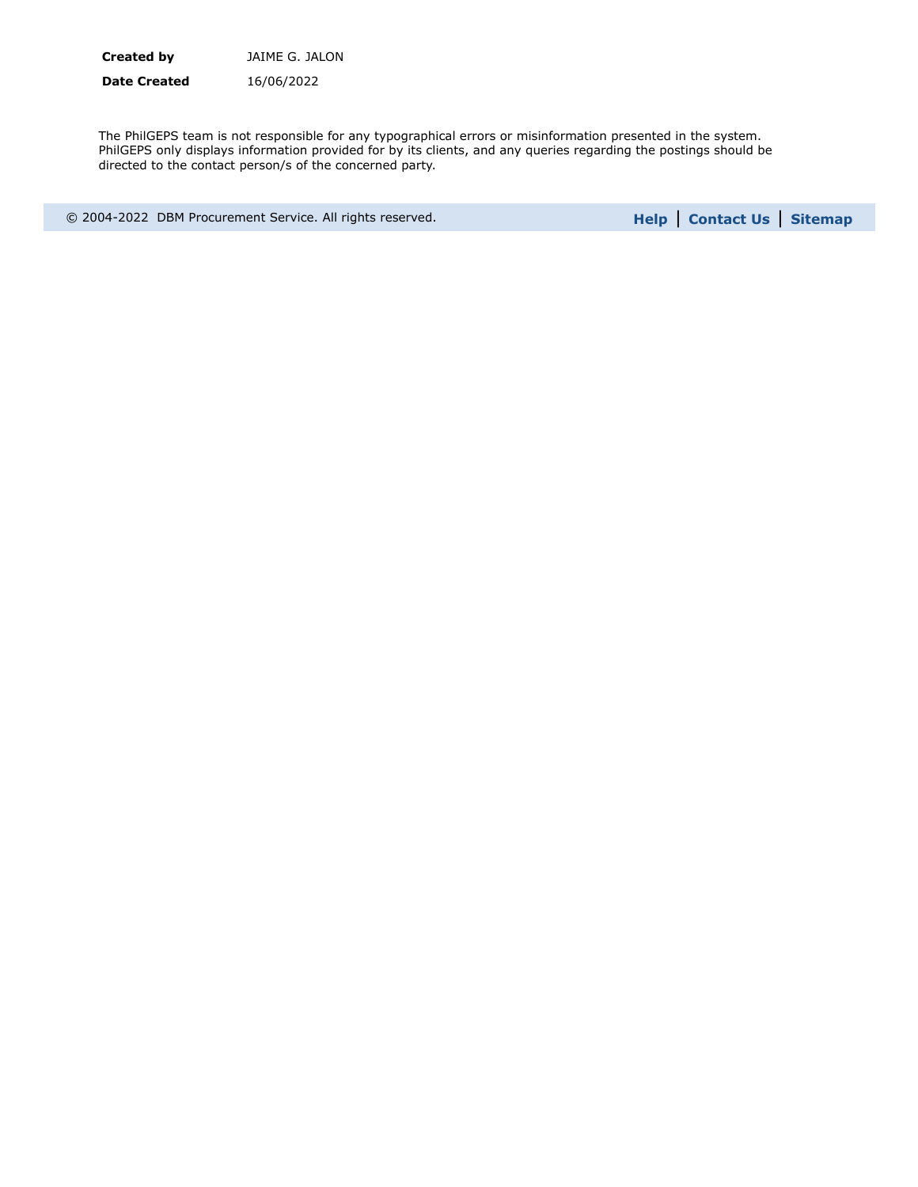| | |
|---|---|
| **Created by** | JAIME G. JALON |
| **Date Created** | 16/06/2022 |

The PhilGEPS team is not responsible for any typographical errors or misinformation presented in the system. PhilGEPS only displays information provided for by its clients, and any queries regarding the postings should be directed to the contact person/s of the concerned party.

© 2004-2022 DBM Procurement Service. All rights reserved.

**Help** | **Contact Us** | **Sitemap**